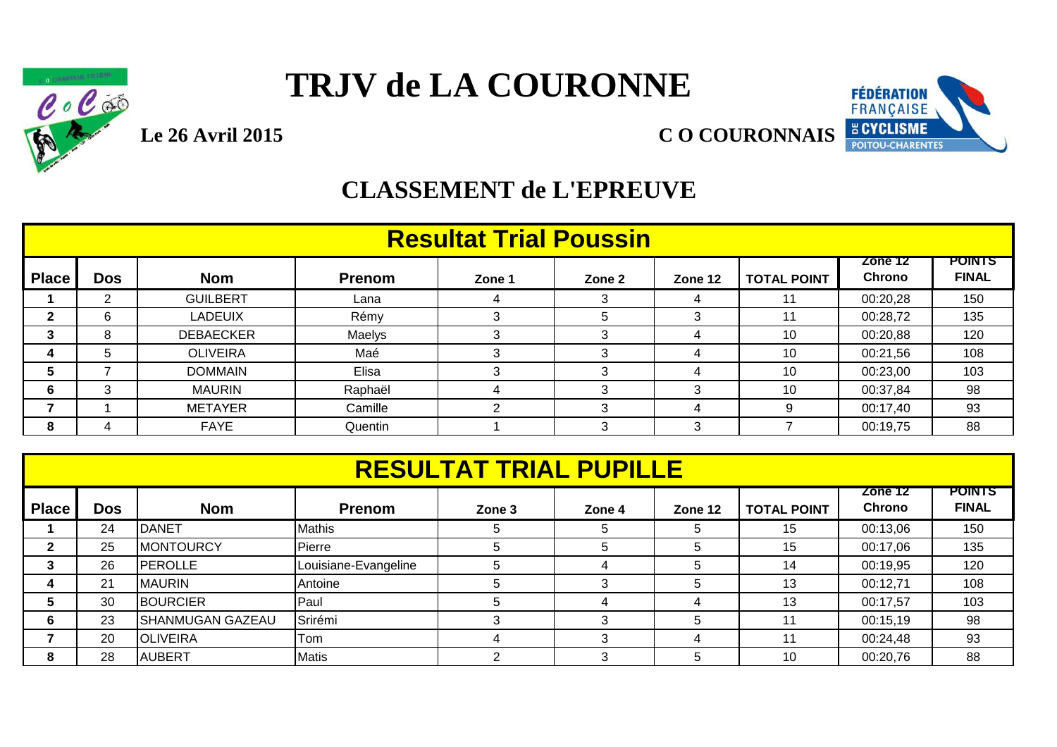# TRJV de LA COURONNE

**Le 26 Avril 2015**

**C O COURONNAIS**

## CLASSEMENT de L'EPREUVE

### Resultat Trial Poussin

| Place | Dos | Nom | Prenom | Zone 1 | Zone 2 | Zone 12 | TOTAL POINT | Zone 12 Chrono | POINTS FINAL |
|---|---|---|---|---|---|---|---|---|---|
| 1 | 2 | GUILBERT | Lana | 4 | 3 | 4 | 11 | 00:20,28 | 150 |
| 2 | 6 | LADEUIX | Rémy | 3 | 5 | 3 | 11 | 00:28,72 | 135 |
| 3 | 8 | DEBAECKER | Maelys | 3 | 3 | 4 | 10 | 00:20,88 | 120 |
| 4 | 5 | OLIVEIRA | Maé | 3 | 3 | 4 | 10 | 00:21,56 | 108 |
| 5 | 7 | DOMMAIN | Elisa | 3 | 3 | 4 | 10 | 00:23,00 | 103 |
| 6 | 3 | MAURIN | Raphaël | 4 | 3 | 3 | 10 | 00:37,84 | 98 |
| 7 | 1 | METAYER | Camille | 2 | 3 | 4 | 9 | 00:17,40 | 93 |
| 8 | 4 | FAYE | Quentin | 1 | 3 | 3 | 7 | 00:19,75 | 88 |

### RESULTAT TRIAL PUPILLE

| Place | Dos | Nom | Prenom | Zone 3 | Zone 4 | Zone 12 | TOTAL POINT | Zone 12 Chrono | POINTS FINAL |
|---|---|---|---|---|---|---|---|---|---|
| 1 | 24 | DANET | Mathis | 5 | 5 | 5 | 15 | 00:13,06 | 150 |
| 2 | 25 | MONTOURCY | Pierre | 5 | 5 | 5 | 15 | 00:17,06 | 135 |
| 3 | 26 | PEROLLE | Louisiane-Evangeline | 5 | 4 | 5 | 14 | 00:19,95 | 120 |
| 4 | 21 | MAURIN | Antoine | 5 | 3 | 5 | 13 | 00:12,71 | 108 |
| 5 | 30 | BOURCIER | Paul | 5 | 4 | 4 | 13 | 00:17,57 | 103 |
| 6 | 23 | SHANMUGAN GAZEAU | Srirémi | 3 | 3 | 5 | 11 | 00:15,19 | 98 |
| 7 | 20 | OLIVEIRA | Tom | 4 | 3 | 4 | 11 | 00:24,48 | 93 |
| 8 | 28 | AUBERT | Matis | 2 | 3 | 5 | 10 | 00:20,76 | 88 |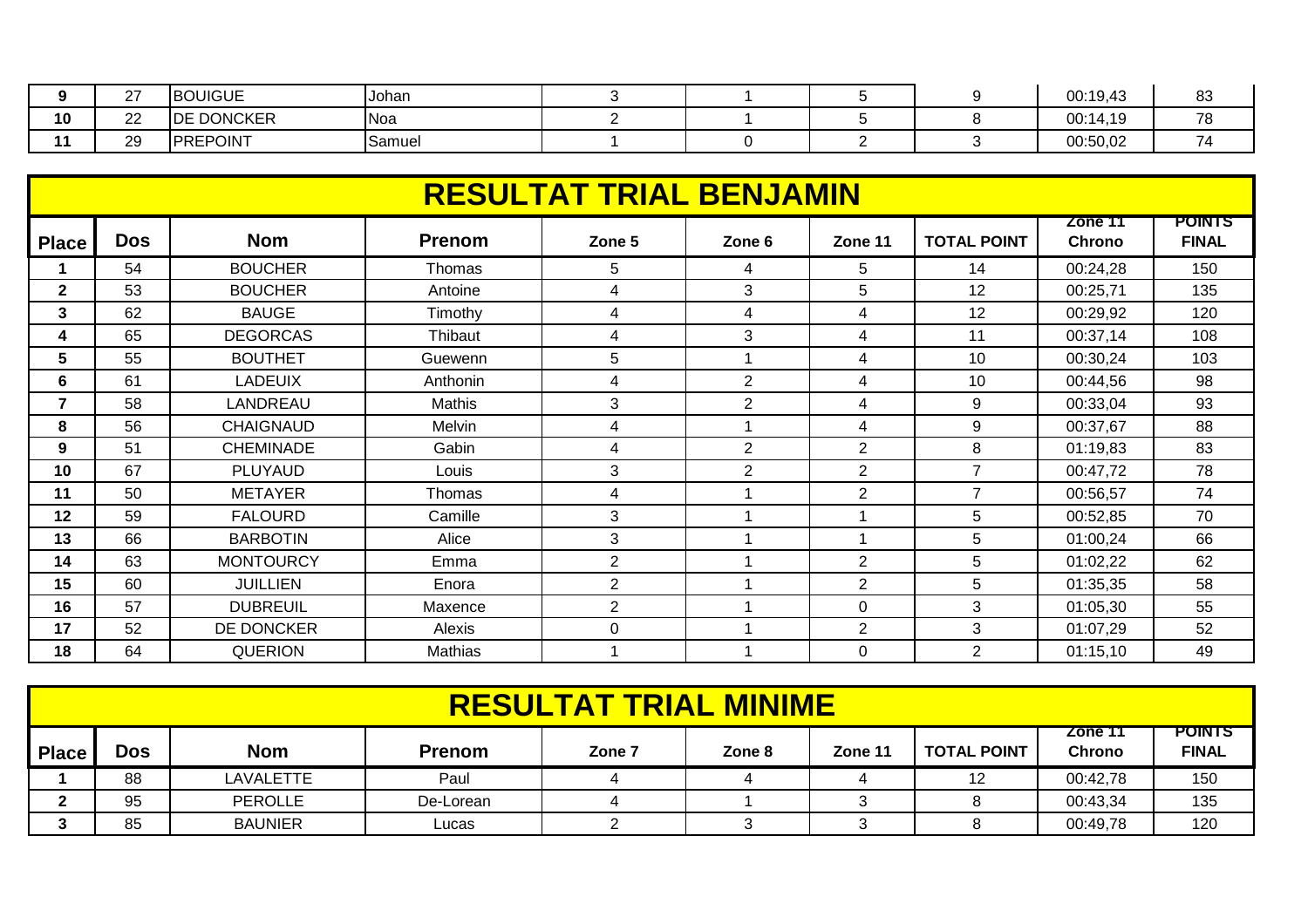| 9 | 27 | BOUIGUE | Johan | 3 | 1 | 5 | 9 | 00:19,43 | 83 |
|---|---|---|---|---|---|---|---|---|---|
| 10 | 22 | DE DONCKER | Noa | 2 | 1 | 5 | 8 | 00:14,19 | 78 |
| 11 | 29 | PREPOINT | Samuel | 1 | 0 | 2 | 3 | 00:50,02 | 74 |

## RESULTAT TRIAL BENJAMIN

| Place | Dos | Nom | Prenom | Zone 5 | Zone 6 | Zone 11 | TOTAL POINT | Zone 11 Chrono | POINTS FINAL |
|---|---|---|---|---|---|---|---|---|---|
| 1 | 54 | BOUCHER | Thomas | 5 | 4 | 5 | 14 | 00:24,28 | 150 |
| 2 | 53 | BOUCHER | Antoine | 4 | 3 | 5 | 12 | 00:25,71 | 135 |
| 3 | 62 | BAUGE | Timothy | 4 | 4 | 4 | 12 | 00:29,92 | 120 |
| 4 | 65 | DEGORCAS | Thibaut | 4 | 3 | 4 | 11 | 00:37,14 | 108 |
| 5 | 55 | BOUTHET | Guewenn | 5 | 1 | 4 | 10 | 00:30,24 | 103 |
| 6 | 61 | LADEUIX | Anthonin | 4 | 2 | 4 | 10 | 00:44,56 | 98 |
| 7 | 58 | LANDREAU | Mathis | 3 | 2 | 4 | 9 | 00:33,04 | 93 |
| 8 | 56 | CHAIGNAUD | Melvin | 4 | 1 | 4 | 9 | 00:37,67 | 88 |
| 9 | 51 | CHEMINADE | Gabin | 4 | 2 | 2 | 8 | 01:19,83 | 83 |
| 10 | 67 | PLUYAUD | Louis | 3 | 2 | 2 | 7 | 00:47,72 | 78 |
| 11 | 50 | METAYER | Thomas | 4 | 1 | 2 | 7 | 00:56,57 | 74 |
| 12 | 59 | FALOURD | Camille | 3 | 1 | 1 | 5 | 00:52,85 | 70 |
| 13 | 66 | BARBOTIN | Alice | 3 | 1 | 1 | 5 | 01:00,24 | 66 |
| 14 | 63 | MONTOURCY | Emma | 2 | 1 | 2 | 5 | 01:02,22 | 62 |
| 15 | 60 | JUILLIEN | Enora | 2 | 1 | 2 | 5 | 01:35,35 | 58 |
| 16 | 57 | DUBREUIL | Maxence | 2 | 1 | 0 | 3 | 01:05,30 | 55 |
| 17 | 52 | DE DONCKER | Alexis | 0 | 1 | 2 | 3 | 01:07,29 | 52 |
| 18 | 64 | QUERION | Mathias | 1 | 1 | 0 | 2 | 01:15,10 | 49 |

## RESULTAT TRIAL MINIME

| Place | Dos | Nom | Prenom | Zone 7 | Zone 8 | Zone 11 | TOTAL POINT | Zone 11 Chrono | POINTS FINAL |
|---|---|---|---|---|---|---|---|---|---|
| 1 | 88 | LAVALETTE | Paul | 4 | 4 | 4 | 12 | 00:42,78 | 150 |
| 2 | 95 | PEROLLE | De-Lorean | 4 | 1 | 3 | 8 | 00:43,34 | 135 |
| 3 | 85 | BAUNIER | Lucas | 2 | 3 | 3 | 8 | 00:49,78 | 120 |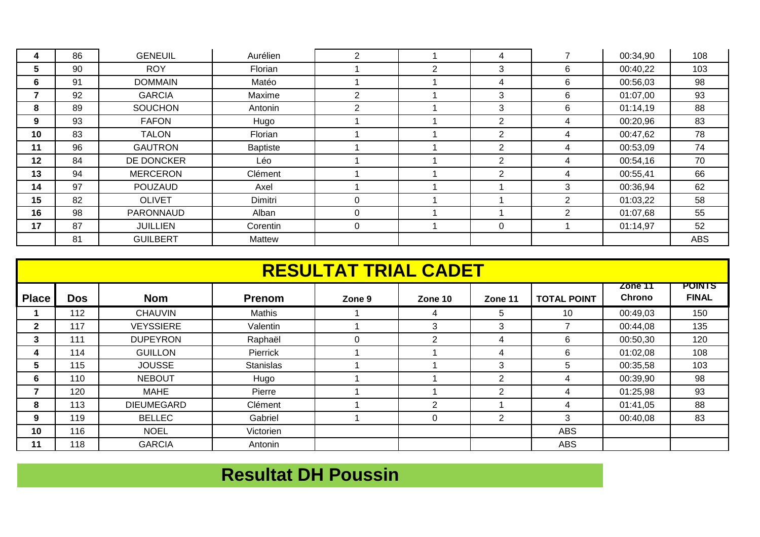| | | | | | | | | | |
|---|---|---|---|---|---|---|---|---|---|
| **4** | 86 | GENEUIL | Aurélien | 2 | 1 | 4 | 7 | 00:34,90 | 108 |
| **5** | 90 | ROY | Florian | 1 | 2 | 3 | 6 | 00:40,22 | 103 |
| **6** | 91 | DOMMAIN | Matéo | 1 | 1 | 4 | 6 | 00:56,03 | 98 |
| **7** | 92 | GARCIA | Maxime | 2 | 1 | 3 | 6 | 01:07,00 | 93 |
| **8** | 89 | SOUCHON | Antonin | 2 | 1 | 3 | 6 | 01:14,19 | 88 |
| **9** | 93 | FAFON | Hugo | 1 | 1 | 2 | 4 | 00:20,96 | 83 |
| **10** | 83 | TALON | Florian | 1 | 1 | 2 | 4 | 00:47,62 | 78 |
| **11** | 96 | GAUTRON | Baptiste | 1 | 1 | 2 | 4 | 00:53,09 | 74 |
| **12** | 84 | DE DONCKER | Léo | 1 | 1 | 2 | 4 | 00:54,16 | 70 |
| **13** | 94 | MERCERON | Clément | 1 | 1 | 2 | 4 | 00:55,41 | 66 |
| **14** | 97 | POUZAUD | Axel | 1 | 1 | 1 | 3 | 00:36,94 | 62 |
| **15** | 82 | OLIVET | Dimitri | 0 | 1 | 1 | 2 | 01:03,22 | 58 |
| **16** | 98 | PARONNAUD | Alban | 0 | 1 | 1 | 2 | 01:07,68 | 55 |
| **17** | 87 | JUILLIEN | Corentin | 0 | 1 | 0 | 1 | 01:14,97 | 52 |
| | 81 | GUILBERT | Mattew | | | | | | ABS |

## RESULTAT TRIAL CADET

| Place | Dos | Nom | Prenom | Zone 9 | Zone 10 | Zone 11 | TOTAL POINT | Zone 11 Chrono | POINTS FINAL |
|---|---|---|---|---|---|---|---|---|---|
| **1** | 112 | CHAUVIN | Mathis | 1 | 4 | 5 | 10 | 00:49,03 | 150 |
| **2** | 117 | VEYSSIERE | Valentin | 1 | 3 | 3 | 7 | 00:44,08 | 135 |
| **3** | 111 | DUPEYRON | Raphaël | 0 | 2 | 4 | 6 | 00:50,30 | 120 |
| **4** | 114 | GUILLON | Pierrick | 1 | 1 | 4 | 6 | 01:02,08 | 108 |
| **5** | 115 | JOUSSE | Stanislas | 1 | 1 | 3 | 5 | 00:35,58 | 103 |
| **6** | 110 | NEBOUT | Hugo | 1 | 1 | 2 | 4 | 00:39,90 | 98 |
| **7** | 120 | MAHE | Pierre | 1 | 1 | 2 | 4 | 01:25,98 | 93 |
| **8** | 113 | DIEUMEGARD | Clément | 1 | 2 | 1 | 4 | 01:41,05 | 88 |
| **9** | 119 | BELLEC | Gabriel | 1 | 0 | 2 | 3 | 00:40,08 | 83 |
| **10** | 116 | NOEL | Victorien | | | | ABS | | |
| **11** | 118 | GARCIA | Antonin | | | | ABS | | |

## Resultat DH Poussin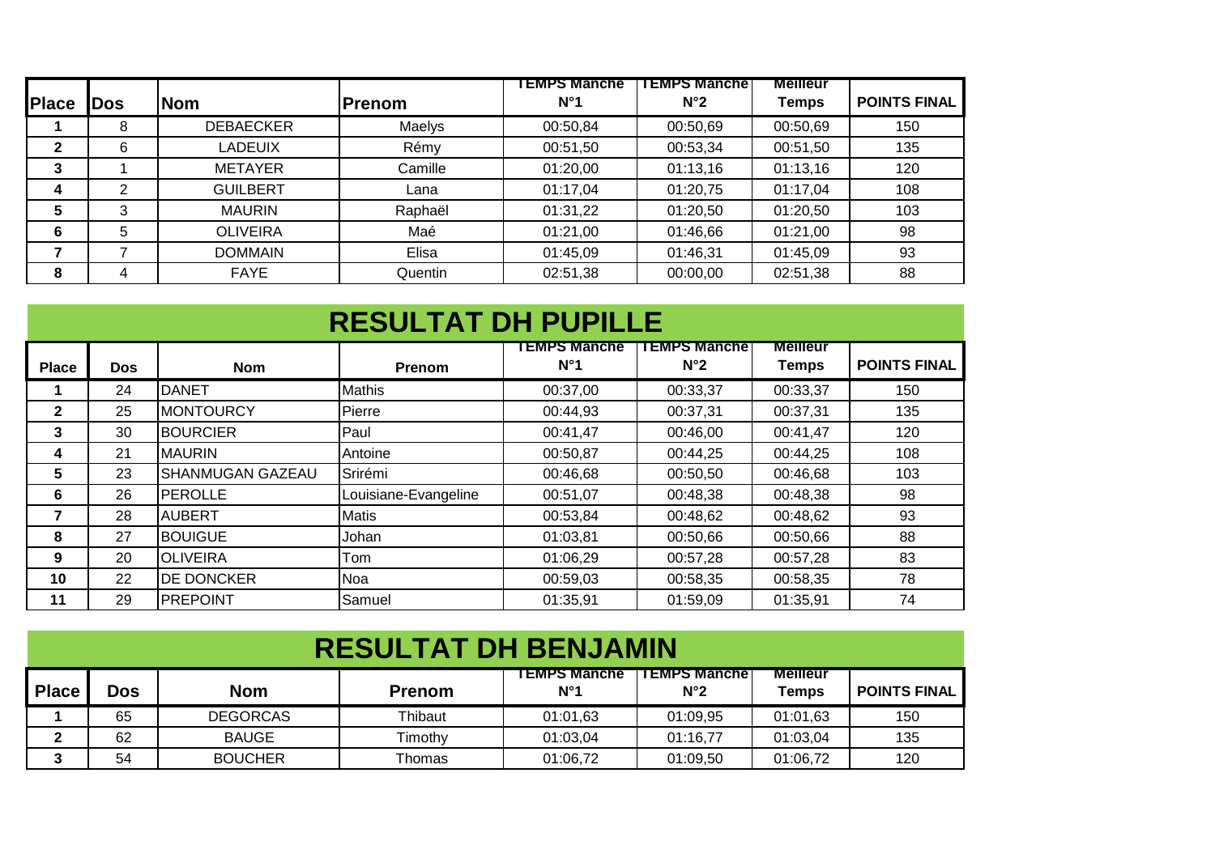| Place | Dos | Nom | Prenom | TEMPS Manche N°1 | TEMPS Manche N°2 | Meilleur Temps | POINTS FINAL |
|---|---|---|---|---|---|---|---|
| 1 | 8 | DEBAECKER | Maelys | 00:50,84 | 00:50,69 | 00:50,69 | 150 |
| 2 | 6 | LADEUIX | Rémy | 00:51,50 | 00:53,34 | 00:51,50 | 135 |
| 3 | 1 | METAYER | Camille | 01:20,00 | 01:13,16 | 01:13,16 | 120 |
| 4 | 2 | GUILBERT | Lana | 01:17,04 | 01:20,75 | 01:17,04 | 108 |
| 5 | 3 | MAURIN | Raphaël | 01:31,22 | 01:20,50 | 01:20,50 | 103 |
| 6 | 5 | OLIVEIRA | Maé | 01:21,00 | 01:46,66 | 01:21,00 | 98 |
| 7 | 7 | DOMMAIN | Elisa | 01:45,09 | 01:46,31 | 01:45,09 | 93 |
| 8 | 4 | FAYE | Quentin | 02:51,38 | 00:00,00 | 02:51,38 | 88 |

# RESULTAT DH PUPILLE

| Place | Dos | Nom | Prenom | TEMPS Manche N°1 | TEMPS Manche N°2 | Meilleur Temps | POINTS FINAL |
|---|---|---|---|---|---|---|---|
| 1 | 24 | DANET | Mathis | 00:37,00 | 00:33,37 | 00:33,37 | 150 |
| 2 | 25 | MONTOURCY | Pierre | 00:44,93 | 00:37,31 | 00:37,31 | 135 |
| 3 | 30 | BOURCIER | Paul | 00:41,47 | 00:46,00 | 00:41,47 | 120 |
| 4 | 21 | MAURIN | Antoine | 00:50,87 | 00:44,25 | 00:44,25 | 108 |
| 5 | 23 | SHANMUGAN GAZEAU | Srirémi | 00:46,68 | 00:50,50 | 00:46,68 | 103 |
| 6 | 26 | PEROLLE | Louisiane-Evangeline | 00:51,07 | 00:48,38 | 00:48,38 | 98 |
| 7 | 28 | AUBERT | Matis | 00:53,84 | 00:48,62 | 00:48,62 | 93 |
| 8 | 27 | BOUIGUE | Johan | 01:03,81 | 00:50,66 | 00:50,66 | 88 |
| 9 | 20 | OLIVEIRA | Tom | 01:06,29 | 00:57,28 | 00:57,28 | 83 |
| 10 | 22 | DE DONCKER | Noa | 00:59,03 | 00:58,35 | 00:58,35 | 78 |
| 11 | 29 | PREPOINT | Samuel | 01:35,91 | 01:59,09 | 01:35,91 | 74 |

# RESULTAT DH BENJAMIN

| Place | Dos | Nom | Prenom | TEMPS Manche N°1 | TEMPS Manche N°2 | Meilleur Temps | POINTS FINAL |
|---|---|---|---|---|---|---|---|
| 1 | 65 | DEGORCAS | Thibaut | 01:01,63 | 01:09,95 | 01:01,63 | 150 |
| 2 | 62 | BAUGE | Timothy | 01:03,04 | 01:16,77 | 01:03,04 | 135 |
| 3 | 54 | BOUCHER | Thomas | 01:06,72 | 01:09,50 | 01:06,72 | 120 |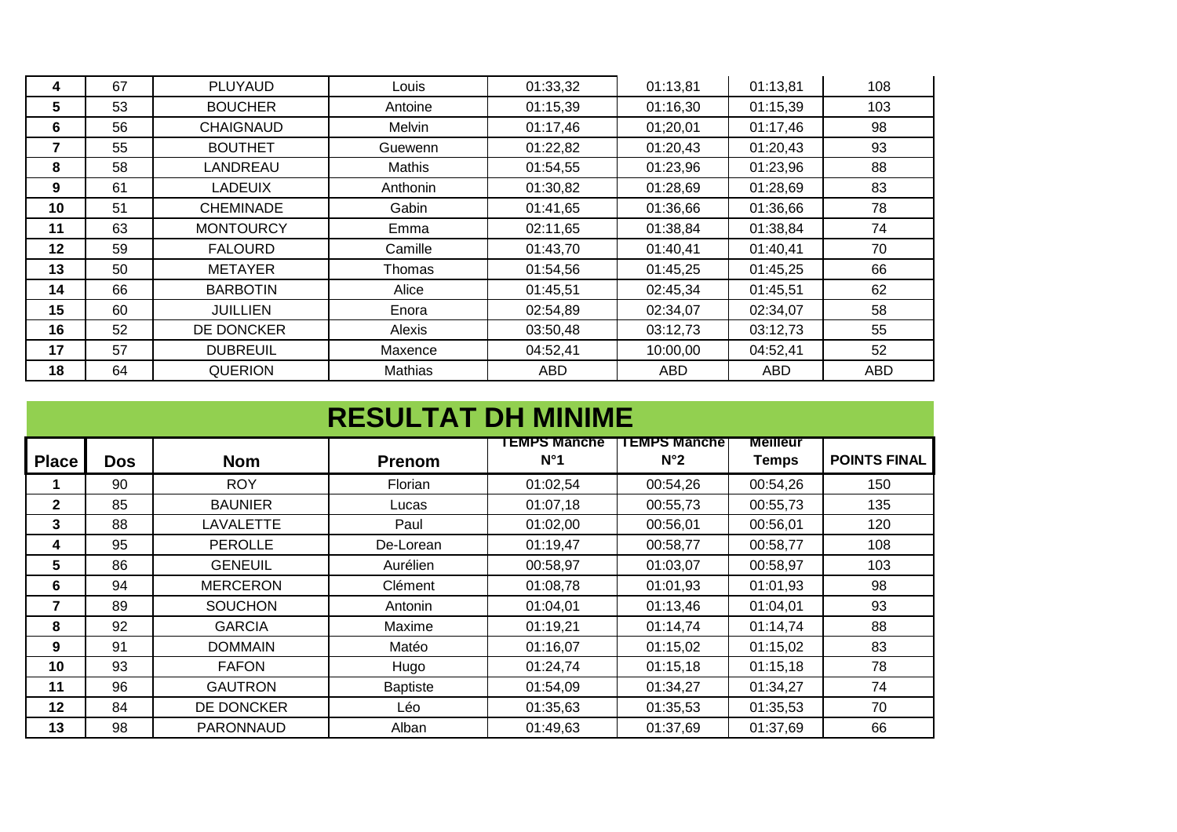| | | | | | | | |
|---|---|---|---|---|---|---|---|
| 4 | 67 | PLUYAUD | Louis | 01:33,32 | 01:13,81 | 01:13,81 | 108 |
| 5 | 53 | BOUCHER | Antoine | 01:15,39 | 01:16,30 | 01:15,39 | 103 |
| 6 | 56 | CHAIGNAUD | Melvin | 01:17,46 | 01;20,01 | 01:17,46 | 98 |
| 7 | 55 | BOUTHET | Guewenn | 01:22,82 | 01:20,43 | 01:20,43 | 93 |
| 8 | 58 | LANDREAU | Mathis | 01:54,55 | 01:23,96 | 01:23,96 | 88 |
| 9 | 61 | LADEUIX | Anthonin | 01:30,82 | 01:28,69 | 01:28,69 | 83 |
| 10 | 51 | CHEMINADE | Gabin | 01:41,65 | 01:36,66 | 01:36,66 | 78 |
| 11 | 63 | MONTOURCY | Emma | 02:11,65 | 01:38,84 | 01:38,84 | 74 |
| 12 | 59 | FALOURD | Camille | 01:43,70 | 01:40,41 | 01:40,41 | 70 |
| 13 | 50 | METAYER | Thomas | 01:54,56 | 01:45,25 | 01:45,25 | 66 |
| 14 | 66 | BARBOTIN | Alice | 01:45,51 | 02:45,34 | 01:45,51 | 62 |
| 15 | 60 | JUILLIEN | Enora | 02:54,89 | 02:34,07 | 02:34,07 | 58 |
| 16 | 52 | DE DONCKER | Alexis | 03:50,48 | 03:12,73 | 03:12,73 | 55 |
| 17 | 57 | DUBREUIL | Maxence | 04:52,41 | 10:00,00 | 04:52,41 | 52 |
| 18 | 64 | QUERION | Mathias | ABD | ABD | ABD | ABD |

# RESULTAT DH MINIME

| Place | Dos | Nom | Prenom | TEMPS Manche N°1 | TEMPS Manche N°2 | Meilleur Temps | POINTS FINAL |
|---|---|---|---|---|---|---|---|
| 1 | 90 | ROY | Florian | 01:02,54 | 00:54,26 | 00:54,26 | 150 |
| 2 | 85 | BAUNIER | Lucas | 01:07,18 | 00:55,73 | 00:55,73 | 135 |
| 3 | 88 | LAVALETTE | Paul | 01:02,00 | 00:56,01 | 00:56,01 | 120 |
| 4 | 95 | PEROLLE | De-Lorean | 01:19,47 | 00:58,77 | 00:58,77 | 108 |
| 5 | 86 | GENEUIL | Aurélien | 00:58,97 | 01:03,07 | 00:58,97 | 103 |
| 6 | 94 | MERCERON | Clément | 01:08,78 | 01:01,93 | 01:01,93 | 98 |
| 7 | 89 | SOUCHON | Antonin | 01:04,01 | 01:13,46 | 01:04,01 | 93 |
| 8 | 92 | GARCIA | Maxime | 01:19,21 | 01:14,74 | 01:14,74 | 88 |
| 9 | 91 | DOMMAIN | Matéo | 01:16,07 | 01:15,02 | 01:15,02 | 83 |
| 10 | 93 | FAFON | Hugo | 01:24,74 | 01:15,18 | 01:15,18 | 78 |
| 11 | 96 | GAUTRON | Baptiste | 01:54,09 | 01:34,27 | 01:34,27 | 74 |
| 12 | 84 | DE DONCKER | Léo | 01:35,63 | 01:35,53 | 01:35,53 | 70 |
| 13 | 98 | PARONNAUD | Alban | 01:49,63 | 01:37,69 | 01:37,69 | 66 |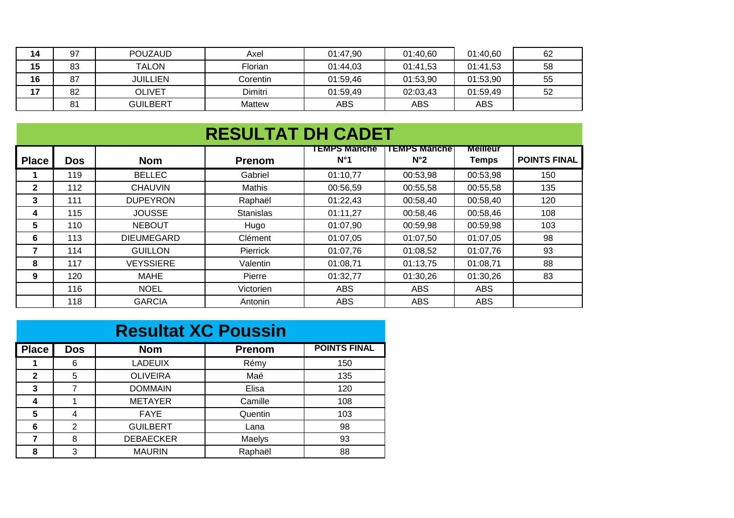| 14 | 97 | POUZAUD | Axel | 01:47,90 | 01:40,60 | 01:40,60 | 62 |
|---|---|---|---|---|---|---|---|
| 15 | 83 | TALON | Florian | 01:44,03 | 01:41,53 | 01:41,53 | 58 |
| 16 | 87 | JUILLIEN | Corentin | 01:59,46 | 01:53,90 | 01:53,90 | 55 |
| 17 | 82 | OLIVET | Dimitri | 01:59,49 | 02:03,43 | 01:59,49 | 52 |
| | 81 | GUILBERT | Mattew | ABS | ABS | ABS | |

## RESULTAT DH CADET

| Place | Dos | Nom | Prenom | TEMPS Manche N°1 | TEMPS Manche N°2 | Meilleur Temps | POINTS FINAL |
|---|---|---|---|---|---|---|---|
| 1 | 119 | BELLEC | Gabriel | 01:10,77 | 00:53,98 | 00:53,98 | 150 |
| 2 | 112 | CHAUVIN | Mathis | 00:56,59 | 00:55,58 | 00:55,58 | 135 |
| 3 | 111 | DUPEYRON | Raphaël | 01:22,43 | 00:58,40 | 00:58,40 | 120 |
| 4 | 115 | JOUSSE | Stanislas | 01:11,27 | 00:58,46 | 00:58,46 | 108 |
| 5 | 110 | NEBOUT | Hugo | 01:07,90 | 00:59,98 | 00:59,98 | 103 |
| 6 | 113 | DIEUMEGARD | Clément | 01:07,05 | 01:07,50 | 01:07,05 | 98 |
| 7 | 114 | GUILLON | Pierrick | 01:07,76 | 01:08,52 | 01:07,76 | 93 |
| 8 | 117 | VEYSSIERE | Valentin | 01:08,71 | 01:13,75 | 01:08,71 | 88 |
| 9 | 120 | MAHE | Pierre | 01:32,77 | 01:30,26 | 01:30,26 | 83 |
| | 116 | NOEL | Victorien | ABS | ABS | ABS | |
| | 118 | GARCIA | Antonin | ABS | ABS | ABS | |

## Resultat XC Poussin

| Place | Dos | Nom | Prenom | POINTS FINAL |
|---|---|---|---|---|
| 1 | 6 | LADEUIX | Rémy | 150 |
| 2 | 5 | OLIVEIRA | Maé | 135 |
| 3 | 7 | DOMMAIN | Elisa | 120 |
| 4 | 1 | METAYER | Camille | 108 |
| 5 | 4 | FAYE | Quentin | 103 |
| 6 | 2 | GUILBERT | Lana | 98 |
| 7 | 8 | DEBAECKER | Maelys | 93 |
| 8 | 3 | MAURIN | Raphaël | 88 |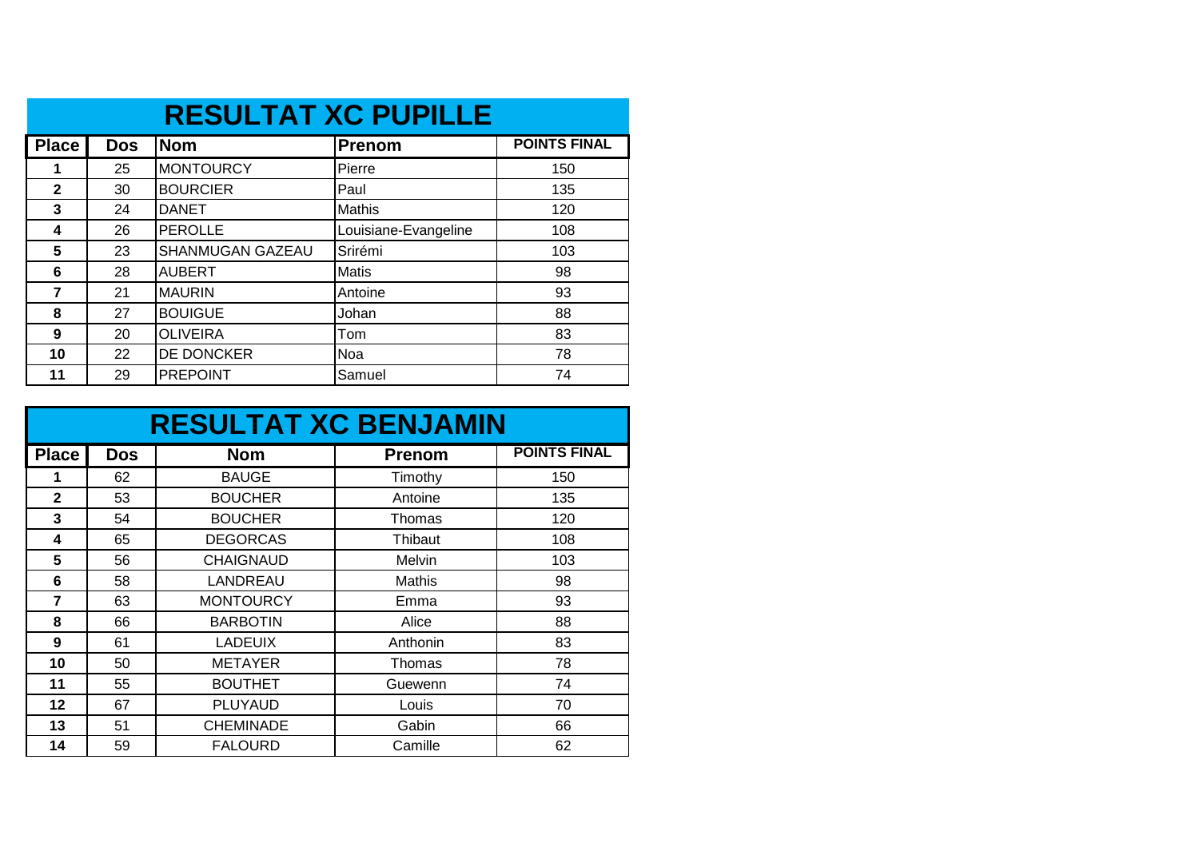## RESULTAT XC PUPILLE

| Place | Dos | Nom | Prenom | POINTS FINAL |
|---|---|---|---|---|
| 1 | 25 | MONTOURCY | Pierre | 150 |
| 2 | 30 | BOURCIER | Paul | 135 |
| 3 | 24 | DANET | Mathis | 120 |
| 4 | 26 | PEROLLE | Louisiane-Evangeline | 108 |
| 5 | 23 | SHANMUGAN GAZEAU | Srirémi | 103 |
| 6 | 28 | AUBERT | Matis | 98 |
| 7 | 21 | MAURIN | Antoine | 93 |
| 8 | 27 | BOUIGUE | Johan | 88 |
| 9 | 20 | OLIVEIRA | Tom | 83 |
| 10 | 22 | DE DONCKER | Noa | 78 |
| 11 | 29 | PREPOINT | Samuel | 74 |

## RESULTAT XC BENJAMIN

| Place | Dos | Nom | Prenom | POINTS FINAL |
|---|---|---|---|---|
| 1 | 62 | BAUGE | Timothy | 150 |
| 2 | 53 | BOUCHER | Antoine | 135 |
| 3 | 54 | BOUCHER | Thomas | 120 |
| 4 | 65 | DEGORCAS | Thibaut | 108 |
| 5 | 56 | CHAIGNAUD | Melvin | 103 |
| 6 | 58 | LANDREAU | Mathis | 98 |
| 7 | 63 | MONTOURCY | Emma | 93 |
| 8 | 66 | BARBOTIN | Alice | 88 |
| 9 | 61 | LADEUIX | Anthonin | 83 |
| 10 | 50 | METAYER | Thomas | 78 |
| 11 | 55 | BOUTHET | Guewenn | 74 |
| 12 | 67 | PLUYAUD | Louis | 70 |
| 13 | 51 | CHEMINADE | Gabin | 66 |
| 14 | 59 | FALOURD | Camille | 62 |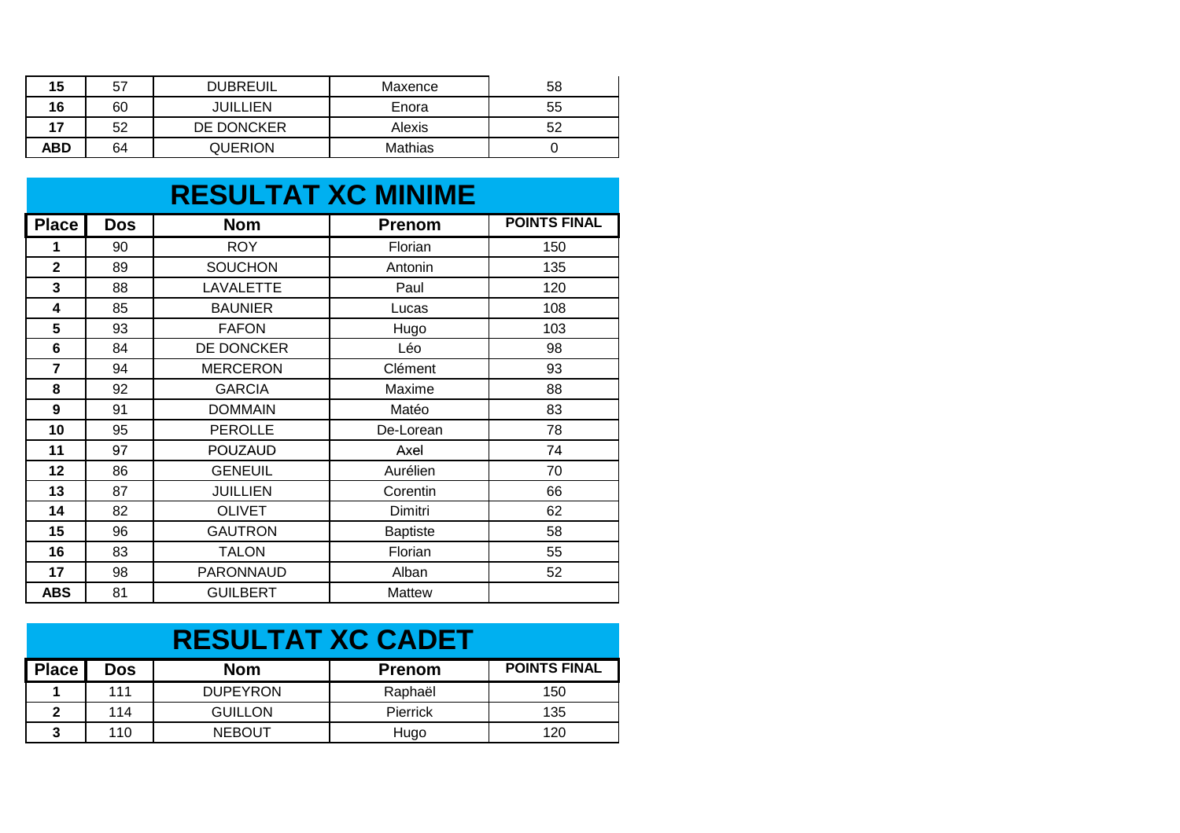| 15 | 57 | DUBREUIL | Maxence | 58 |
|---|---|---|---|---|
| 16 | 60 | JUILLIEN | Enora | 55 |
| 17 | 52 | DE DONCKER | Alexis | 52 |
| ABD | 64 | QUERION | Mathias | 0 |

## RESULTAT XC MINIME

| Place | Dos | Nom | Prenom | POINTS FINAL |
|---|---|---|---|---|
| 1 | 90 | ROY | Florian | 150 |
| 2 | 89 | SOUCHON | Antonin | 135 |
| 3 | 88 | LAVALETTE | Paul | 120 |
| 4 | 85 | BAUNIER | Lucas | 108 |
| 5 | 93 | FAFON | Hugo | 103 |
| 6 | 84 | DE DONCKER | Léo | 98 |
| 7 | 94 | MERCERON | Clément | 93 |
| 8 | 92 | GARCIA | Maxime | 88 |
| 9 | 91 | DOMMAIN | Matéo | 83 |
| 10 | 95 | PEROLLE | De-Lorean | 78 |
| 11 | 97 | POUZAUD | Axel | 74 |
| 12 | 86 | GENEUIL | Aurélien | 70 |
| 13 | 87 | JUILLIEN | Corentin | 66 |
| 14 | 82 | OLIVET | Dimitri | 62 |
| 15 | 96 | GAUTRON | Baptiste | 58 |
| 16 | 83 | TALON | Florian | 55 |
| 17 | 98 | PARONNAUD | Alban | 52 |
| ABS | 81 | GUILBERT | Mattew | |

## RESULTAT XC CADET

| Place | Dos | Nom | Prenom | POINTS FINAL |
|---|---|---|---|---|
| 1 | 111 | DUPEYRON | Raphaël | 150 |
| 2 | 114 | GUILLON | Pierrick | 135 |
| 3 | 110 | NEBOUT | Hugo | 120 |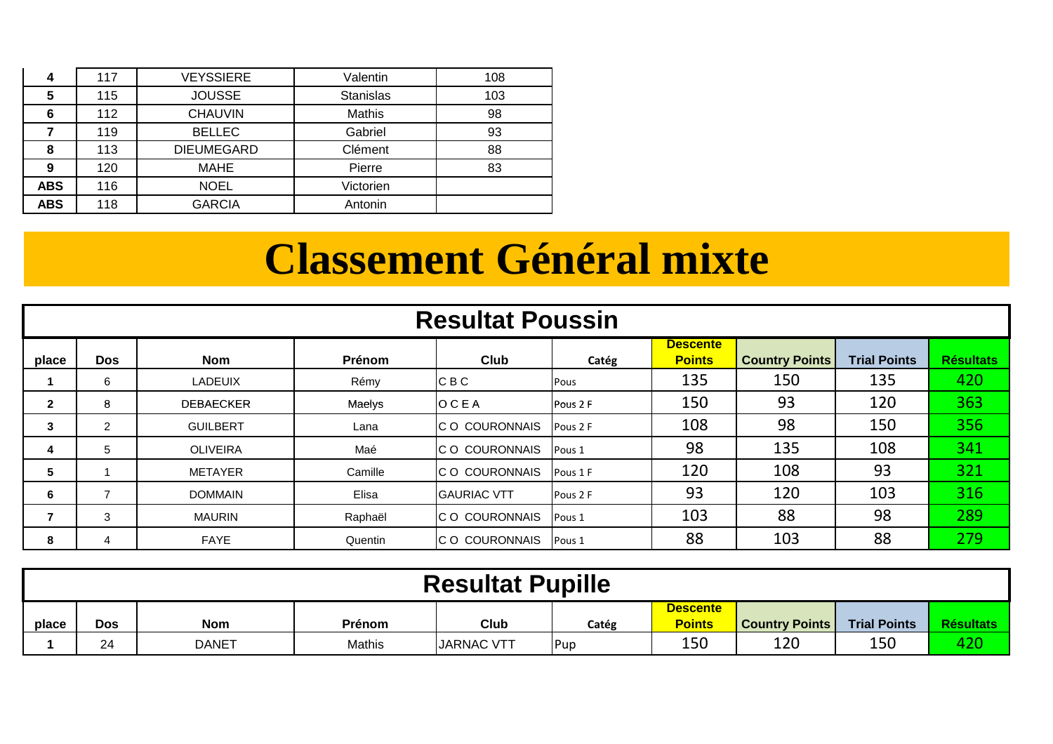| 4 | 117 | VEYSSIERE | Valentin | 108 |
|---|---|---|---|---|
| 5 | 115 | JOUSSE | Stanislas | 103 |
| 6 | 112 | CHAUVIN | Mathis | 98 |
| 7 | 119 | BELLEC | Gabriel | 93 |
| 8 | 113 | DIEUMEGARD | Clément | 88 |
| 9 | 120 | MAHE | Pierre | 83 |
| ABS | 116 | NOEL | Victorien | |
| ABS | 118 | GARCIA | Antonin | |

# Classement Général mixte

## Resultat Poussin

| place | Dos | Nom | Prénom | Club | Catég | Descente Points | Country Points | Trial Points | Résultats |
|---|---|---|---|---|---|---|---|---|---|
| 1 | 6 | LADEUIX | Rémy | C B C | Pous | 135 | 150 | 135 | 420 |
| 2 | 8 | DEBAECKER | Maelys | O C E A | Pous 2 F | 150 | 93 | 120 | 363 |
| 3 | 2 | GUILBERT | Lana | C O COURONNAIS | Pous 2 F | 108 | 98 | 150 | 356 |
| 4 | 5 | OLIVEIRA | Maé | C O COURONNAIS | Pous 1 | 98 | 135 | 108 | 341 |
| 5 | 1 | METAYER | Camille | C O COURONNAIS | Pous 1 F | 120 | 108 | 93 | 321 |
| 6 | 7 | DOMMAIN | Elisa | GAURIAC VTT | Pous 2 F | 93 | 120 | 103 | 316 |
| 7 | 3 | MAURIN | Raphaël | C O COURONNAIS | Pous 1 | 103 | 88 | 98 | 289 |
| 8 | 4 | FAYE | Quentin | C O COURONNAIS | Pous 1 | 88 | 103 | 88 | 279 |

## Resultat Pupille

| place | Dos | Nom | Prénom | Club | Catég | Descente Points | Country Points | Trial Points | Résultats |
|---|---|---|---|---|---|---|---|---|---|
| 1 | 24 | DANET | Mathis | JARNAC VTT | Pup | 150 | 120 | 150 | 420 |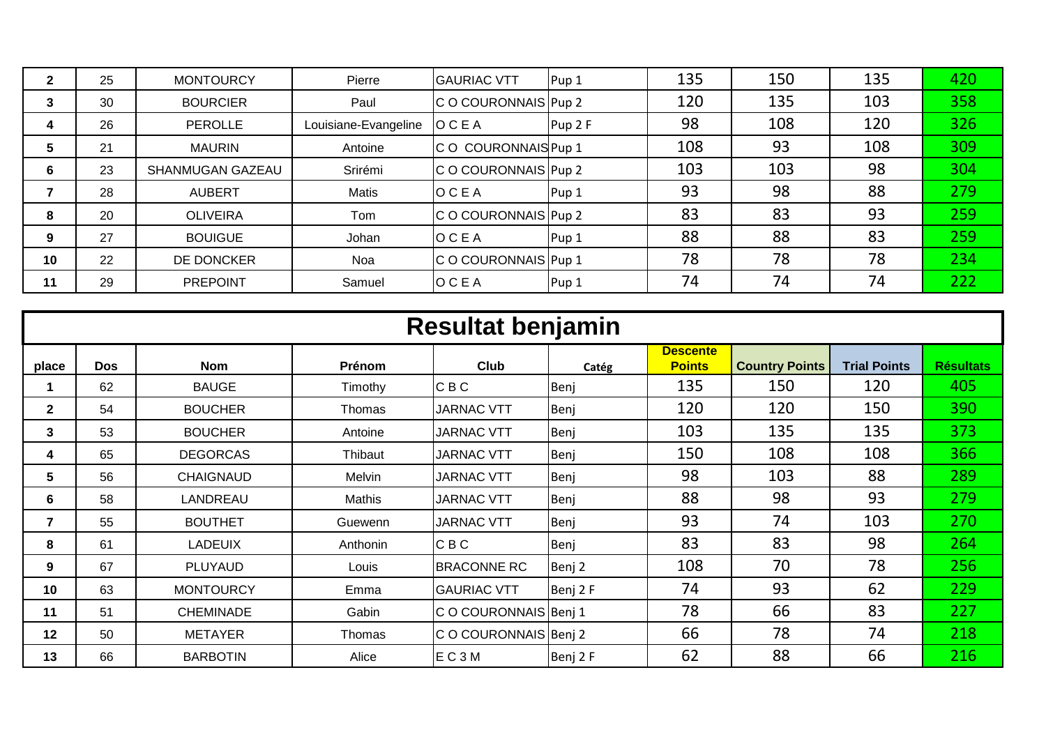| 2 | 25 | MONTOURCY | Pierre | GAURIAC VTT | Pup 1 | 135 | 150 | 135 | 420 |
|---|---|---|---|---|---|---|---|---|---|
| 3 | 30 | BOURCIER | Paul | C O COURONNAIS | Pup 2 | 120 | 135 | 103 | 358 |
| 4 | 26 | PEROLLE | Louisiane-Evangeline | O C E A | Pup 2 F | 98 | 108 | 120 | 326 |
| 5 | 21 | MAURIN | Antoine | C O COURONNAIS | Pup 1 | 108 | 93 | 108 | 309 |
| 6 | 23 | SHANMUGAN GAZEAU | Srirémi | C O COURONNAIS | Pup 2 | 103 | 103 | 98 | 304 |
| 7 | 28 | AUBERT | Matis | O C E A | Pup 1 | 93 | 98 | 88 | 279 |
| 8 | 20 | OLIVEIRA | Tom | C O COURONNAIS | Pup 2 | 83 | 83 | 93 | 259 |
| 9 | 27 | BOUIGUE | Johan | O C E A | Pup 1 | 88 | 88 | 83 | 259 |
| 10 | 22 | DE DONCKER | Noa | C O COURONNAIS | Pup 1 | 78 | 78 | 78 | 234 |
| 11 | 29 | PREPOINT | Samuel | O C E A | Pup 1 | 74 | 74 | 74 | 222 |

## Resultat benjamin

| place | Dos | Nom | Prénom | Club | Catég | Descente Points | Country Points | Trial Points | Résultats |
|---|---|---|---|---|---|---|---|---|---|
| 1 | 62 | BAUGE | Timothy | C B C | Benj | 135 | 150 | 120 | 405 |
| 2 | 54 | BOUCHER | Thomas | JARNAC VTT | Benj | 120 | 120 | 150 | 390 |
| 3 | 53 | BOUCHER | Antoine | JARNAC VTT | Benj | 103 | 135 | 135 | 373 |
| 4 | 65 | DEGORCAS | Thibaut | JARNAC VTT | Benj | 150 | 108 | 108 | 366 |
| 5 | 56 | CHAIGNAUD | Melvin | JARNAC VTT | Benj | 98 | 103 | 88 | 289 |
| 6 | 58 | LANDREAU | Mathis | JARNAC VTT | Benj | 88 | 98 | 93 | 279 |
| 7 | 55 | BOUTHET | Guewenn | JARNAC VTT | Benj | 93 | 74 | 103 | 270 |
| 8 | 61 | LADEUIX | Anthonin | C B C | Benj | 83 | 83 | 98 | 264 |
| 9 | 67 | PLUYAUD | Louis | BRACONNE RC | Benj 2 | 108 | 70 | 78 | 256 |
| 10 | 63 | MONTOURCY | Emma | GAURIAC VTT | Benj 2 F | 74 | 93 | 62 | 229 |
| 11 | 51 | CHEMINADE | Gabin | C O COURONNAIS | Benj 1 | 78 | 66 | 83 | 227 |
| 12 | 50 | METAYER | Thomas | C O COURONNAIS | Benj 2 | 66 | 78 | 74 | 218 |
| 13 | 66 | BARBOTIN | Alice | E C 3 M | Benj 2 F | 62 | 88 | 66 | 216 |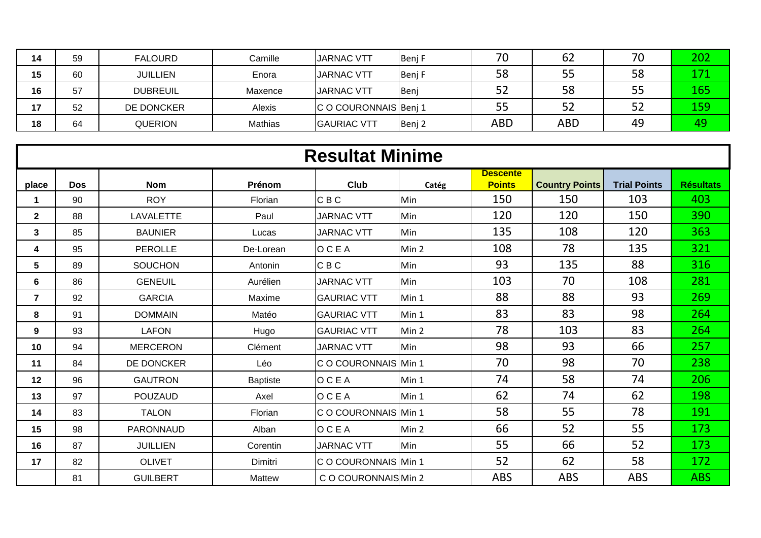| | | | | | | | | | |
|---|---|---|---|---|---|---|---|---|---|
| **14** | 59 | FALOURD | Camille | JARNAC VTT | Benj F | 70 | 62 | 70 | 202 |
| **15** | 60 | JUILLIEN | Enora | JARNAC VTT | Benj F | 58 | 55 | 58 | 171 |
| **16** | 57 | DUBREUIL | Maxence | JARNAC VTT | Benj | 52 | 58 | 55 | 165 |
| **17** | 52 | DE DONCKER | Alexis | C O COURONNAIS | Benj 1 | 55 | 52 | 52 | 159 |
| **18** | 64 | QUERION | Mathias | GAURIAC VTT | Benj 2 | ABD | ABD | 49 | 49 |

## Resultat Minime

| place | Dos | Nom | Prénom | Club | Catég | Descente Points | Country Points | Trial Points | Résultats |
|---|---|---|---|---|---|---|---|---|---|
| **1** | 90 | ROY | Florian | C B C | Min | 150 | 150 | 103 | 403 |
| **2** | 88 | LAVALETTE | Paul | JARNAC VTT | Min | 120 | 120 | 150 | 390 |
| **3** | 85 | BAUNIER | Lucas | JARNAC VTT | Min | 135 | 108 | 120 | 363 |
| **4** | 95 | PEROLLE | De-Lorean | O C E A | Min 2 | 108 | 78 | 135 | 321 |
| **5** | 89 | SOUCHON | Antonin | C B C | Min | 93 | 135 | 88 | 316 |
| **6** | 86 | GENEUIL | Aurélien | JARNAC VTT | Min | 103 | 70 | 108 | 281 |
| **7** | 92 | GARCIA | Maxime | GAURIAC VTT | Min 1 | 88 | 88 | 93 | 269 |
| **8** | 91 | DOMMAIN | Matéo | GAURIAC VTT | Min 1 | 83 | 83 | 98 | 264 |
| **9** | 93 | LAFON | Hugo | GAURIAC VTT | Min 2 | 78 | 103 | 83 | 264 |
| **10** | 94 | MERCERON | Clément | JARNAC VTT | Min | 98 | 93 | 66 | 257 |
| **11** | 84 | DE DONCKER | Léo | C O COURONNAIS | Min 1 | 70 | 98 | 70 | 238 |
| **12** | 96 | GAUTRON | Baptiste | O C E A | Min 1 | 74 | 58 | 74 | 206 |
| **13** | 97 | POUZAUD | Axel | O C E A | Min 1 | 62 | 74 | 62 | 198 |
| **14** | 83 | TALON | Florian | C O COURONNAIS | Min 1 | 58 | 55 | 78 | 191 |
| **15** | 98 | PARONNAUD | Alban | O C E A | Min 2 | 66 | 52 | 55 | 173 |
| **16** | 87 | JUILLIEN | Corentin | JARNAC VTT | Min | 55 | 66 | 52 | 173 |
| **17** | 82 | OLIVET | Dimitri | C O COURONNAIS | Min 1 | 52 | 62 | 58 | 172 |
| | 81 | GUILBERT | Mattew | C O COURONNAIS | Min 2 | ABS | ABS | ABS | ABS |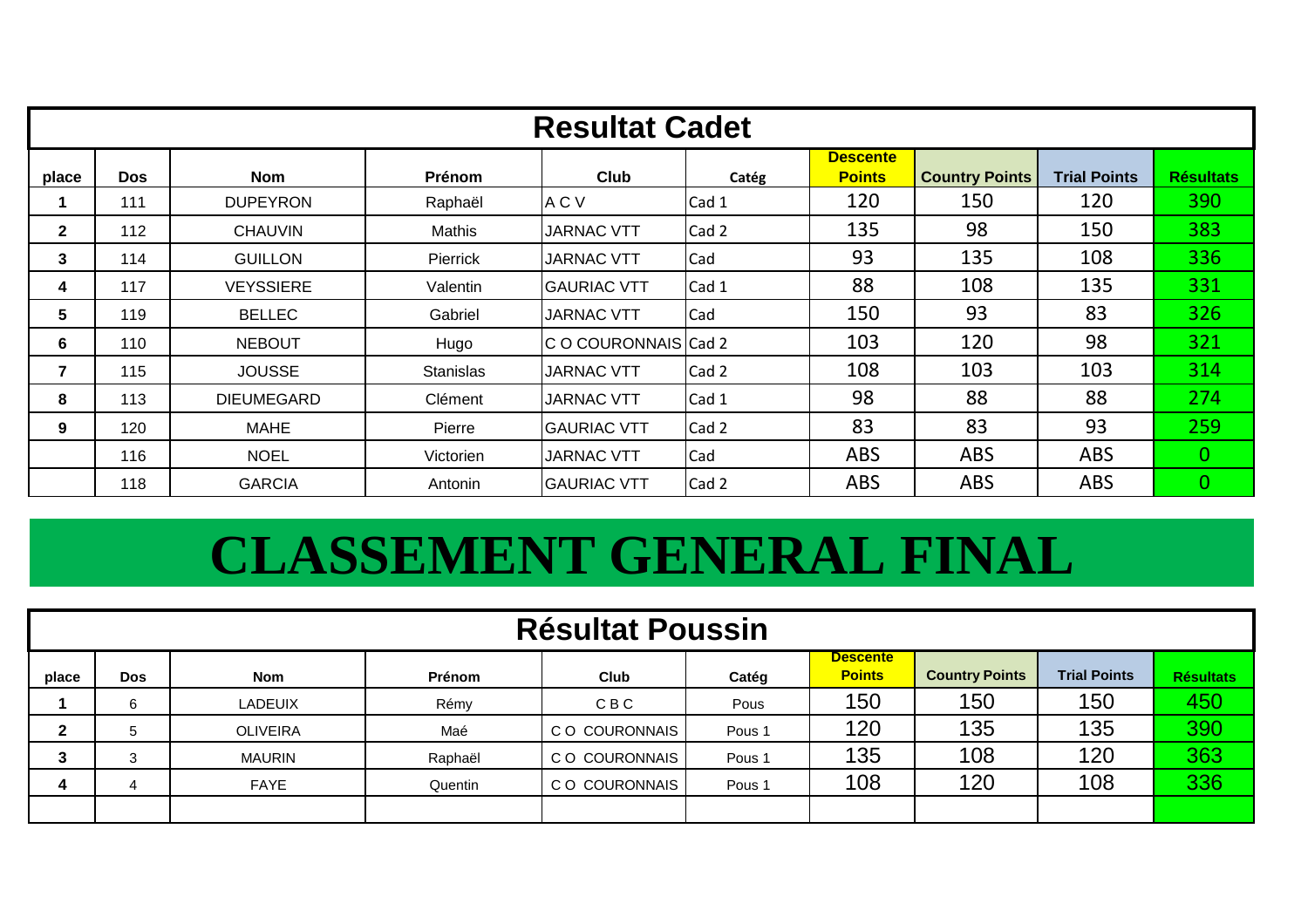## Resultat Cadet

| place | Dos | Nom | Prénom | Club | Catég | Descente Points | Country Points | Trial Points | Résultats |
|---|---|---|---|---|---|---|---|---|---|
| 1 | 111 | DUPEYRON | Raphaël | A C V | Cad 1 | 120 | 150 | 120 | 390 |
| 2 | 112 | CHAUVIN | Mathis | JARNAC VTT | Cad 2 | 135 | 98 | 150 | 383 |
| 3 | 114 | GUILLON | Pierrick | JARNAC VTT | Cad | 93 | 135 | 108 | 336 |
| 4 | 117 | VEYSSIERE | Valentin | GAURIAC VTT | Cad 1 | 88 | 108 | 135 | 331 |
| 5 | 119 | BELLEC | Gabriel | JARNAC VTT | Cad | 150 | 93 | 83 | 326 |
| 6 | 110 | NEBOUT | Hugo | C O COURONNAIS | Cad 2 | 103 | 120 | 98 | 321 |
| 7 | 115 | JOUSSE | Stanislas | JARNAC VTT | Cad 2 | 108 | 103 | 103 | 314 |
| 8 | 113 | DIEUMEGARD | Clément | JARNAC VTT | Cad 1 | 98 | 88 | 88 | 274 |
| 9 | 120 | MAHE | Pierre | GAURIAC VTT | Cad 2 | 83 | 83 | 93 | 259 |
| | 116 | NOEL | Victorien | JARNAC VTT | Cad | ABS | ABS | ABS | 0 |
| | 118 | GARCIA | Antonin | GAURIAC VTT | Cad 2 | ABS | ABS | ABS | 0 |

# CLASSEMENT GENERAL FINAL

## Résultat Poussin

| place | Dos | Nom | Prénom | Club | Catég | Descente Points | Country Points | Trial Points | Résultats |
|---|---|---|---|---|---|---|---|---|---|
| 1 | 6 | LADEUIX | Rémy | C B C | Pous | 150 | 150 | 150 | 450 |
| 2 | 5 | OLIVEIRA | Maé | C O COURONNAIS | Pous 1 | 120 | 135 | 135 | 390 |
| 3 | 3 | MAURIN | Raphaël | C O COURONNAIS | Pous 1 | 135 | 108 | 120 | 363 |
| 4 | 4 | FAYE | Quentin | C O COURONNAIS | Pous 1 | 108 | 120 | 108 | 336 |
| | | | | | | | | | |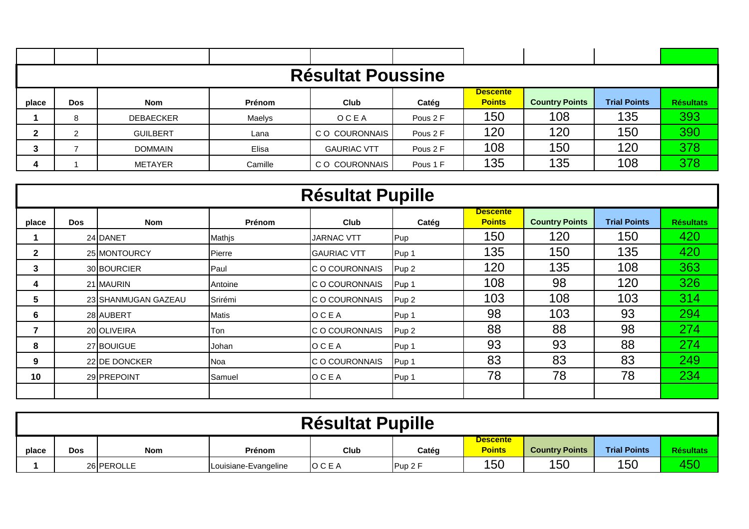## Résultat Poussine

| place | Dos | Nom | Prénom | Club | Catég | Descente Points | Country Points | Trial Points | Résultats |
|---|---|---|---|---|---|---|---|---|---|
| 1 | 8 | DEBAECKER | Maelys | O C E A | Pous 2 F | 150 | 108 | 135 | 393 |
| 2 | 2 | GUILBERT | Lana | C O COURONNAIS | Pous 2 F | 120 | 120 | 150 | 390 |
| 3 | 7 | DOMMAIN | Elisa | GAURIAC VTT | Pous 2 F | 108 | 150 | 120 | 378 |
| 4 | 1 | METAYER | Camille | C O COURONNAIS | Pous 1 F | 135 | 135 | 108 | 378 |

## Résultat Pupille

| place | Dos | Nom | Prénom | Club | Catég | Descente Points | Country Points | Trial Points | Résultats |
|---|---|---|---|---|---|---|---|---|---|
| 1 | 24 | DANET | Mathjs | JARNAC VTT | Pup | 150 | 120 | 150 | 420 |
| 2 | 25 | MONTOURCY | Pierre | GAURIAC VTT | Pup 1 | 135 | 150 | 135 | 420 |
| 3 | 30 | BOURCIER | Paul | C O COURONNAIS | Pup 2 | 120 | 135 | 108 | 363 |
| 4 | 21 | MAURIN | Antoine | C O COURONNAIS | Pup 1 | 108 | 98 | 120 | 326 |
| 5 | 23 | SHANMUGAN GAZEAU | Srirémi | C O COURONNAIS | Pup 2 | 103 | 108 | 103 | 314 |
| 6 | 28 | AUBERT | Matis | O C E A | Pup 1 | 98 | 103 | 93 | 294 |
| 7 | 20 | OLIVEIRA | Ton | C O COURONNAIS | Pup 2 | 88 | 88 | 98 | 274 |
| 8 | 27 | BOUIGUE | Johan | O C E A | Pup 1 | 93 | 93 | 88 | 274 |
| 9 | 22 | DE DONCKER | Noa | C O COURONNAIS | Pup 1 | 83 | 83 | 83 | 249 |
| 10 | 29 | PREPOINT | Samuel | O C E A | Pup 1 | 78 | 78 | 78 | 234 |

## Résultat Pupille

| place | Dos | Nom | Prénom | Club | Catég | Descente Points | Country Points | Trial Points | Résultats |
|---|---|---|---|---|---|---|---|---|---|
| 1 | 26 | PEROLLE | Louisiane-Evangeline | O C E A | Pup 2 F | 150 | 150 | 150 | 450 |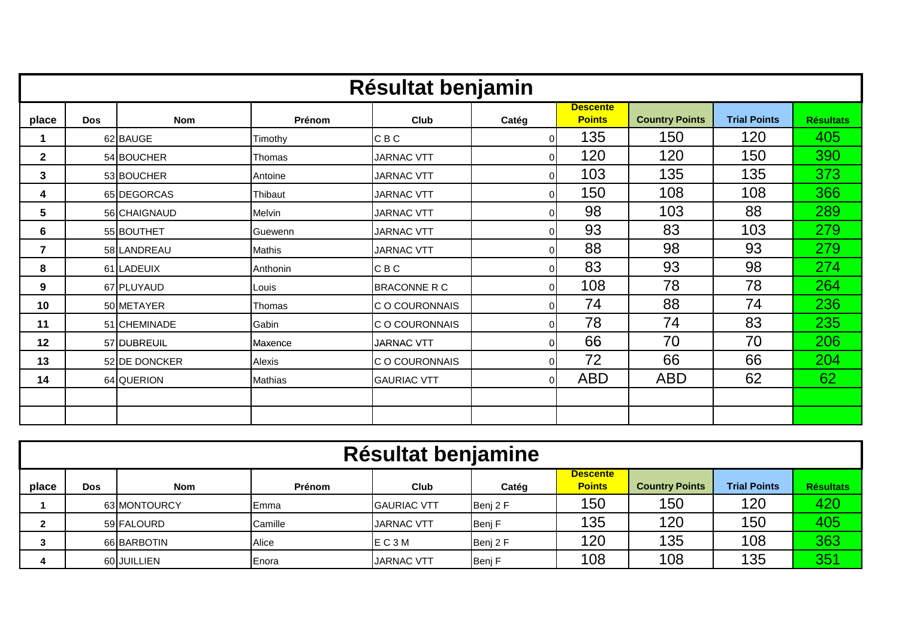## Résultat benjamin

| place | Dos | Nom | Prénom | Club | Catég | Descente Points | Country Points | Trial Points | Résultats |
|---|---|---|---|---|---|---|---|---|---|
| 1 | 62 | BAUGE | Timothy | C B C | 0 | 135 | 150 | 120 | 405 |
| 2 | 54 | BOUCHER | Thomas | JARNAC VTT | 0 | 120 | 120 | 150 | 390 |
| 3 | 53 | BOUCHER | Antoine | JARNAC VTT | 0 | 103 | 135 | 135 | 373 |
| 4 | 65 | DEGORCAS | Thibaut | JARNAC VTT | 0 | 150 | 108 | 108 | 366 |
| 5 | 56 | CHAIGNAUD | Melvin | JARNAC VTT | 0 | 98 | 103 | 88 | 289 |
| 6 | 55 | BOUTHET | Guewenn | JARNAC VTT | 0 | 93 | 83 | 103 | 279 |
| 7 | 58 | LANDREAU | Mathis | JARNAC VTT | 0 | 88 | 98 | 93 | 279 |
| 8 | 61 | LADEUIX | Anthonin | C B C | 0 | 83 | 93 | 98 | 274 |
| 9 | 67 | PLUYAUD | Louis | BRACONNE R C | 0 | 108 | 78 | 78 | 264 |
| 10 | 50 | METAYER | Thomas | C O COURONNAIS | 0 | 74 | 88 | 74 | 236 |
| 11 | 51 | CHEMINADE | Gabin | C O COURONNAIS | 0 | 78 | 74 | 83 | 235 |
| 12 | 57 | DUBREUIL | Maxence | JARNAC VTT | 0 | 66 | 70 | 70 | 206 |
| 13 | 52 | DE DONCKER | Alexis | C O COURONNAIS | 0 | 72 | 66 | 66 | 204 |
| 14 | 64 | QUERION | Mathias | GAURIAC VTT | 0 | ABD | ABD | 62 | 62 |
| | | | | | | | | | |
| | | | | | | | | | |

## Résultat benjamine

| place | Dos | Nom | Prénom | Club | Catég | Descente Points | Country Points | Trial Points | Résultats |
|---|---|---|---|---|---|---|---|---|---|
| 1 | 63 | MONTOURCY | Emma | GAURIAC VTT | Benj 2 F | 150 | 150 | 120 | 420 |
| 2 | 59 | FALOURD | Camille | JARNAC VTT | Benj F | 135 | 120 | 150 | 405 |
| 3 | 66 | BARBOTIN | Alice | E C 3 M | Benj 2 F | 120 | 135 | 108 | 363 |
| 4 | 60 | JUILLIEN | Enora | JARNAC VTT | Benj F | 108 | 108 | 135 | 351 |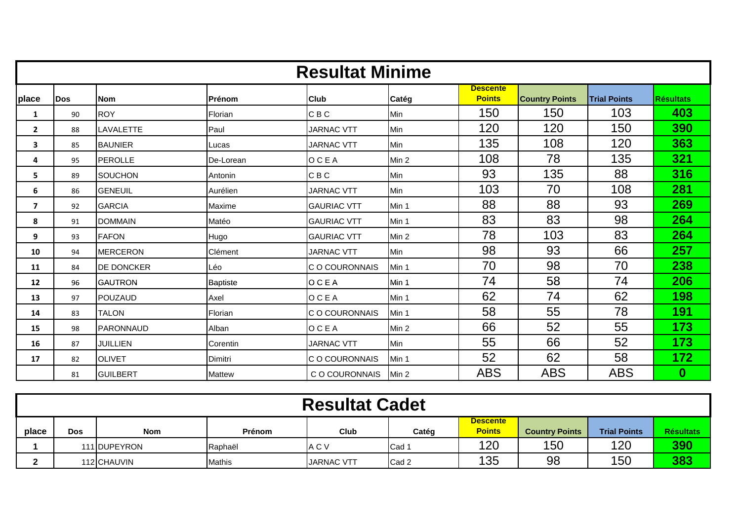## Resultat Minime

| place | Dos | Nom | Prénom | Club | Catég | Descente Points | Country Points | Trial Points | Résultats |
|---|---|---|---|---|---|---|---|---|---|
| 1 | 90 | ROY | Florian | C B C | Min | 150 | 150 | 103 | **403** |
| 2 | 88 | LAVALETTE | Paul | JARNAC VTT | Min | 120 | 120 | 150 | **390** |
| 3 | 85 | BAUNIER | Lucas | JARNAC VTT | Min | 135 | 108 | 120 | **363** |
| 4 | 95 | PEROLLE | De-Lorean | O C E A | Min 2 | 108 | 78 | 135 | **321** |
| 5 | 89 | SOUCHON | Antonin | C B C | Min | 93 | 135 | 88 | **316** |
| 6 | 86 | GENEUIL | Aurélien | JARNAC VTT | Min | 103 | 70 | 108 | **281** |
| 7 | 92 | GARCIA | Maxime | GAURIAC VTT | Min 1 | 88 | 88 | 93 | **269** |
| 8 | 91 | DOMMAIN | Matéo | GAURIAC VTT | Min 1 | 83 | 83 | 98 | **264** |
| 9 | 93 | FAFON | Hugo | GAURIAC VTT | Min 2 | 78 | 103 | 83 | **264** |
| 10 | 94 | MERCERON | Clément | JARNAC VTT | Min | 98 | 93 | 66 | **257** |
| 11 | 84 | DE DONCKER | Léo | C O COURONNAIS | Min 1 | 70 | 98 | 70 | **238** |
| 12 | 96 | GAUTRON | Baptiste | O C E A | Min 1 | 74 | 58 | 74 | **206** |
| 13 | 97 | POUZAUD | Axel | O C E A | Min 1 | 62 | 74 | 62 | **198** |
| 14 | 83 | TALON | Florian | C O COURONNAIS | Min 1 | 58 | 55 | 78 | **191** |
| 15 | 98 | PARONNAUD | Alban | O C E A | Min 2 | 66 | 52 | 55 | **173** |
| 16 | 87 | JUILLIEN | Corentin | JARNAC VTT | Min | 55 | 66 | 52 | **173** |
| 17 | 82 | OLIVET | Dimitri | C O COURONNAIS | Min 1 | 52 | 62 | 58 | **172** |
| | 81 | GUILBERT | Mattew | C O COURONNAIS | Min 2 | ABS | ABS | ABS | **0** |

## Resultat Cadet

| place | Dos | Nom | Prénom | Club | Catég | Descente Points | Country Points | Trial Points | Résultats |
|---|---|---|---|---|---|---|---|---|---|
| 1 | 111 | DUPEYRON | Raphaël | A C V | Cad 1 | 120 | 150 | 120 | **390** |
| 2 | 112 | CHAUVIN | Mathis | JARNAC VTT | Cad 2 | 135 | 98 | 150 | **383** |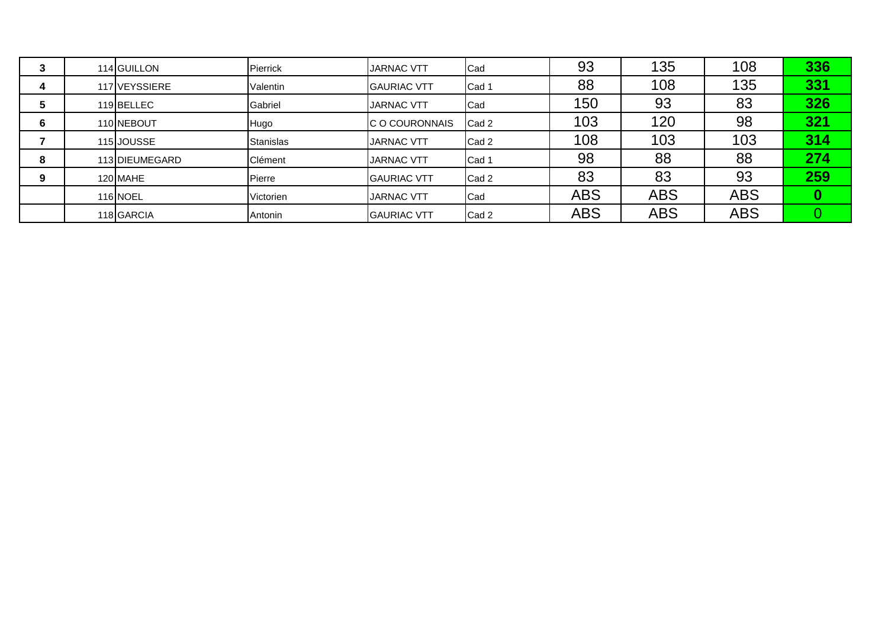| | | | | | | | | | |
|---|---|---|---|---|---|---|---|---|---|
| **3** | 114 | GUILLON | Pierrick | JARNAC VTT | Cad | 93 | 135 | 108 | **336** |
| **4** | 117 | VEYSSIERE | Valentin | GAURIAC VTT | Cad 1 | 88 | 108 | 135 | **331** |
| **5** | 119 | BELLEC | Gabriel | JARNAC VTT | Cad | 150 | 93 | 83 | **326** |
| **6** | 110 | NEBOUT | Hugo | C O COURONNAIS | Cad 2 | 103 | 120 | 98 | **321** |
| **7** | 115 | JOUSSE | Stanislas | JARNAC VTT | Cad 2 | 108 | 103 | 103 | **314** |
| **8** | 113 | DIEUMEGARD | Clément | JARNAC VTT | Cad 1 | 98 | 88 | 88 | **274** |
| **9** | 120 | MAHE | Pierre | GAURIAC VTT | Cad 2 | 83 | 83 | 93 | **259** |
| | 116 | NOEL | Victorien | JARNAC VTT | Cad | ABS | ABS | ABS | **0** |
| | 118 | GARCIA | Antonin | GAURIAC VTT | Cad 2 | ABS | ABS | ABS | 0 |